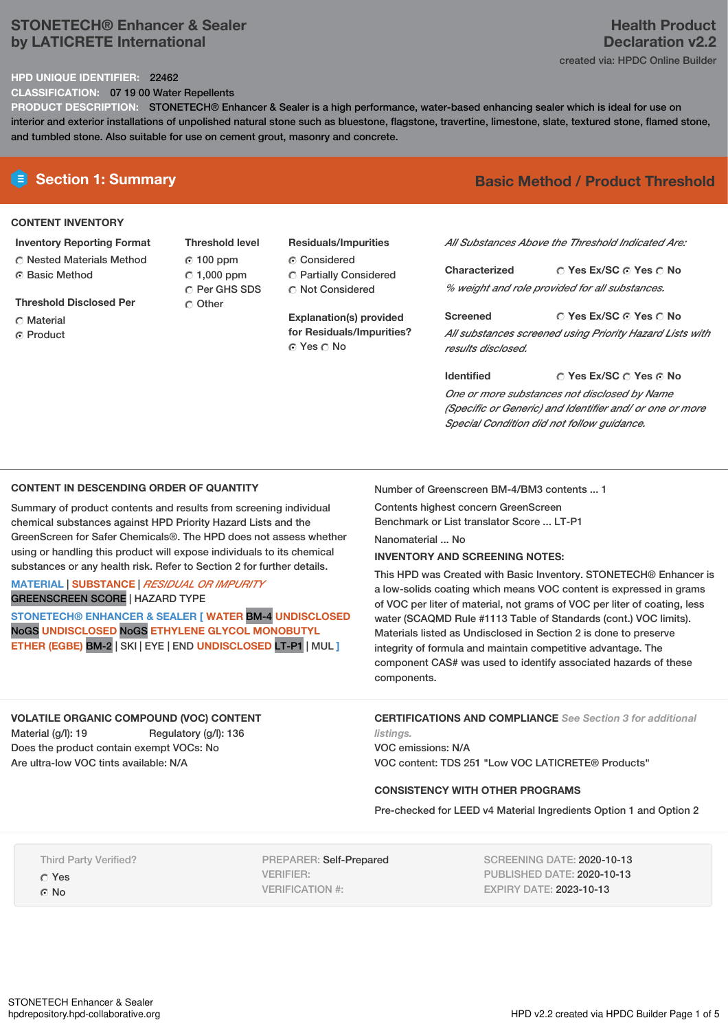# STONETECH® Enhancer & Sealer by LATICRETE International

**Health Product Declaration v2.2**

created via: HPDC Online Builder

**HPD UNIQUE IDENTIFIER:** 22462

**CLASSIFICATION:** 07 19 00 Water Repellents

**PRODUCT DESCRIPTION:** STONETECH® Enhancer & Sealer is a high performance, water-based enhancing sealer which is ideal for use on interior and exterior installations of unpolished natural stone such as bluestone, flagstone, travertine, limestone, slate, textured stone, flamed stone, and tumbled stone. Also suitable for use on cement grout, masonry and concrete.

## Section 1: Summary

**Basic Method / Product Threshold**

### CONTENT INVENTORY

**Inventory Reporting Format**
- ○ Nested Materials Method
- ◉ Basic Method

**Threshold Disclosed Per**
- ○ Material
- ◉ Product

**Threshold level**
- ◉ 100 ppm
- ○ 1,000 ppm
- ○ Per GHS SDS
- ○ Other

**Residuals/Impurities**
- ◉ Considered
- ○ Partially Considered
- ○ Not Considered

**Explanation(s) provided for Residuals/Impurities?**
◉ Yes ○ No

*All Substances Above the Threshold Indicated Are:*

**Characterized** ○ Yes Ex/SC ◉ Yes ○ No
*% weight and role provided for all substances.*

**Screened** ○ Yes Ex/SC ◉ Yes ○ No
*All substances screened using Priority Hazard Lists with results disclosed.*

**Identified** ○ Yes Ex/SC ○ Yes ◉ No
*One or more substances not disclosed by Name (Specific or Generic) and Identifier and/ or one or more Special Condition did not follow guidance.*

### CONTENT IN DESCENDING ORDER OF QUANTITY

Summary of product contents and results from screening individual chemical substances against HPD Priority Hazard Lists and the GreenScreen for Safer Chemicals®. The HPD does not assess whether using or handling this product will expose individuals to its chemical substances or any health risk. Refer to Section 2 for further details.

MATERIAL | SUBSTANCE | *RESIDUAL OR IMPURITY*
GREENSCREEN SCORE | HAZARD TYPE

STONETECH® ENHANCER & SEALER [ WATER BM-4 UNDISCLOSED NoGS UNDISCLOSED NoGS ETHYLENE GLYCOL MONOBUTYL ETHER (EGBE) BM-2 | SKI | EYE | END UNDISCLOSED LT-P1 | MUL ]

Number of Greenscreen BM-4/BM3 contents ... 1

Contents highest concern GreenScreen Benchmark or List translator Score ... LT-P1

Nanomaterial ... No

**INVENTORY AND SCREENING NOTES:**

This HPD was Created with Basic Inventory. STONETECH® Enhancer is a low-solids coating which means VOC content is expressed in grams of VOC per liter of material, not grams of VOC per liter of coating, less water (SCAQMD Rule #1113 Table of Standards (cont.) VOC limits). Materials listed as Undisclosed in Section 2 is done to preserve integrity of formula and maintain competitive advantage. The component CAS# was used to identify associated hazards of these components.

### VOLATILE ORGANIC COMPOUND (VOC) CONTENT

Material (g/l): 19 Regulatory (g/l): 136
Does the product contain exempt VOCs: No
Are ultra-low VOC tints available: N/A

### CERTIFICATIONS AND COMPLIANCE *See Section 3 for additional listings.*

VOC emissions: N/A
VOC content: TDS 251 "Low VOC LATICRETE® Products"

### CONSISTENCY WITH OTHER PROGRAMS

Pre-checked for LEED v4 Material Ingredients Option 1 and Option 2

Third Party Verified?
- ○ Yes
- ◉ No

PREPARER: Self-Prepared
VERIFIER:
VERIFICATION #:

SCREENING DATE: 2020-10-13
PUBLISHED DATE: 2020-10-13
EXPIRY DATE: 2023-10-13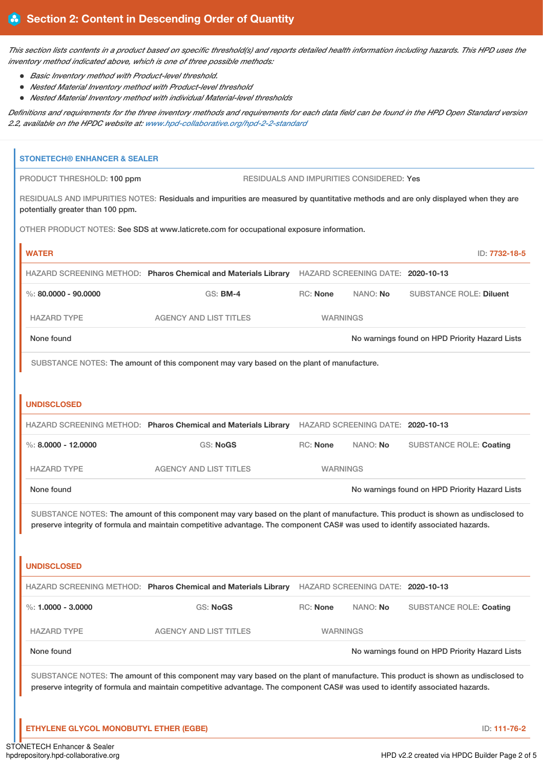## Section 2: Content in Descending Order of Quantity

*This section lists contents in a product based on specific threshold(s) and reports detailed health information including hazards. This HPD uses the inventory method indicated above, which is one of three possible methods:*

- *Basic Inventory method with Product-level threshold.*
- *Nested Material Inventory method with Product-level threshold*
- *Nested Material Inventory method with individual Material-level thresholds*

*Definitions and requirements for the three inventory methods and requirements for each data field can be found in the HPD Open Standard version 2.2, available on the HPDC website at: www.hpd-collaborative.org/hpd-2-2-standard*

### STONETECH® ENHANCER & SEALER

PRODUCT THRESHOLD: 100 ppm

RESIDUALS AND IMPURITIES CONSIDERED: Yes

RESIDUALS AND IMPURITIES NOTES: Residuals and impurities are measured by quantitative methods and are only displayed when they are potentially greater than 100 ppm.

OTHER PRODUCT NOTES: See SDS at www.laticrete.com for occupational exposure information.

#### WATER

ID: 7732-18-5

HAZARD SCREENING METHOD: **Pharos Chemical and Materials Library** HAZARD SCREENING DATE: **2020-10-13**

%: **80.0000 - 90.0000** GS: **BM-4** RC: **None** NANO: **No** SUBSTANCE ROLE: **Diluent**

| HAZARD TYPE | AGENCY AND LIST TITLES | WARNINGS |
|---|---|---|
| None found | | No warnings found on HPD Priority Hazard Lists |

SUBSTANCE NOTES: The amount of this component may vary based on the plant of manufacture.

#### UNDISCLOSED

HAZARD SCREENING METHOD: **Pharos Chemical and Materials Library** HAZARD SCREENING DATE: **2020-10-13**

%: **8.0000 - 12.0000** GS: **NoGS** RC: **None** NANO: **No** SUBSTANCE ROLE: **Coating**

| HAZARD TYPE | AGENCY AND LIST TITLES | WARNINGS |
|---|---|---|
| None found | | No warnings found on HPD Priority Hazard Lists |

SUBSTANCE NOTES: The amount of this component may vary based on the plant of manufacture. This product is shown as undisclosed to preserve integrity of formula and maintain competitive advantage. The component CAS# was used to identify associated hazards.

#### UNDISCLOSED

HAZARD SCREENING METHOD: **Pharos Chemical and Materials Library** HAZARD SCREENING DATE: **2020-10-13**

%: **1.0000 - 3.0000** GS: **NoGS** RC: **None** NANO: **No** SUBSTANCE ROLE: **Coating**

| HAZARD TYPE | AGENCY AND LIST TITLES | WARNINGS |
|---|---|---|
| None found | | No warnings found on HPD Priority Hazard Lists |

SUBSTANCE NOTES: The amount of this component may vary based on the plant of manufacture. This product is shown as undisclosed to preserve integrity of formula and maintain competitive advantage. The component CAS# was used to identify associated hazards.

#### ETHYLENE GLYCOL MONOBUTYL ETHER (EGBE)

ID: 111-76-2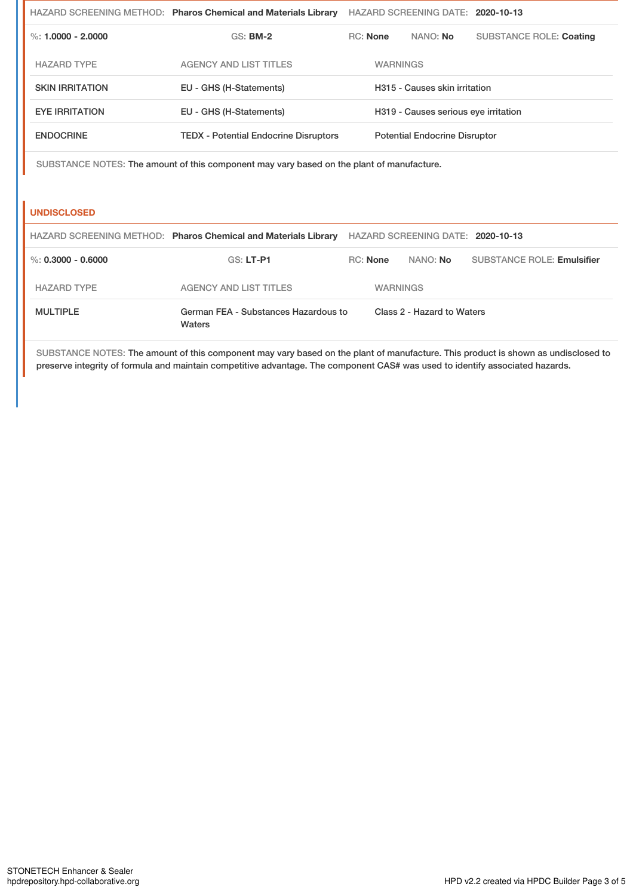HAZARD SCREENING METHOD: **Pharos Chemical and Materials Library** HAZARD SCREENING DATE: **2020-10-13**

%: **1.0000 - 2.0000** GS: **BM-2** RC: **None** NANO: **No** SUBSTANCE ROLE: **Coating**

| HAZARD TYPE | AGENCY AND LIST TITLES | WARNINGS |
| --- | --- | --- |
| SKIN IRRITATION | EU - GHS (H-Statements) | H315 - Causes skin irritation |
| EYE IRRITATION | EU - GHS (H-Statements) | H319 - Causes serious eye irritation |
| ENDOCRINE | TEDX - Potential Endocrine Disruptors | Potential Endocrine Disruptor |

SUBSTANCE NOTES: The amount of this component may vary based on the plant of manufacture.

## UNDISCLOSED

HAZARD SCREENING METHOD: **Pharos Chemical and Materials Library** HAZARD SCREENING DATE: **2020-10-13**

%: **0.3000 - 0.6000** GS: **LT-P1** RC: **None** NANO: **No** SUBSTANCE ROLE: **Emulsifier**

| HAZARD TYPE | AGENCY AND LIST TITLES | WARNINGS |
| --- | --- | --- |
| MULTIPLE | German FEA - Substances Hazardous to Waters | Class 2 - Hazard to Waters |

SUBSTANCE NOTES: The amount of this component may vary based on the plant of manufacture. This product is shown as undisclosed to preserve integrity of formula and maintain competitive advantage. The component CAS# was used to identify associated hazards.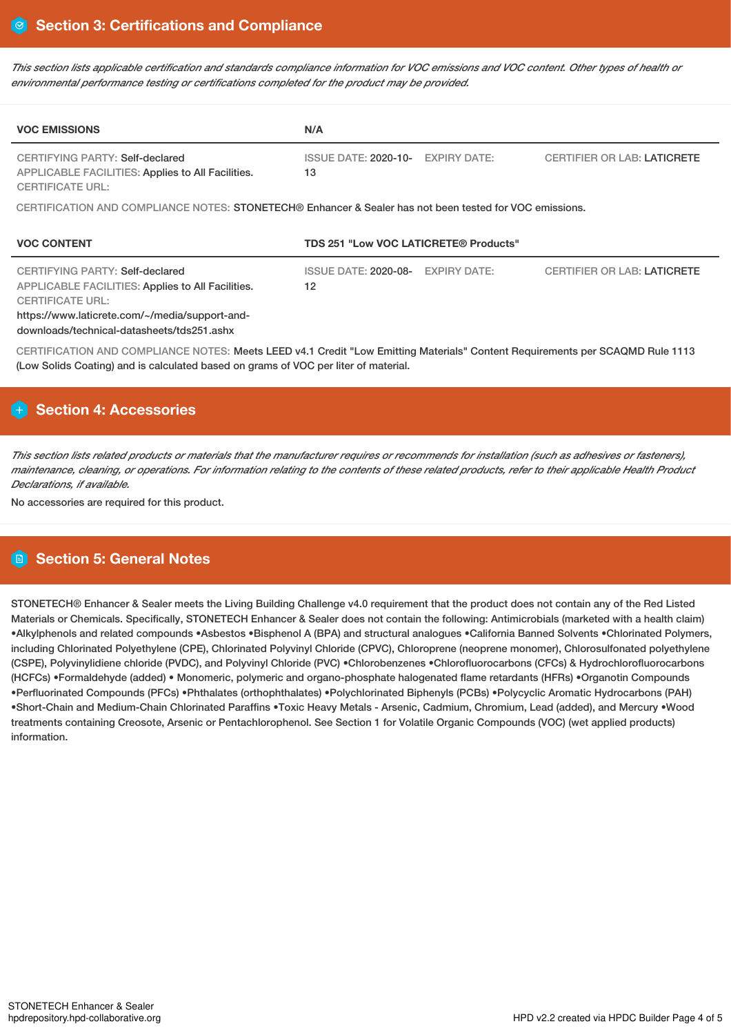## Section 3: Certifications and Compliance

*This section lists applicable certification and standards compliance information for VOC emissions and VOC content. Other types of health or environmental performance testing or certifications completed for the product may be provided.*

| VOC EMISSIONS | N/A | | |
|---|---|---|---|
| CERTIFYING PARTY: Self-declared<br>APPLICABLE FACILITIES: Applies to All Facilities.<br>CERTIFICATE URL: | ISSUE DATE: 2020-10-13 | EXPIRY DATE: | CERTIFIER OR LAB: LATICRETE |

CERTIFICATION AND COMPLIANCE NOTES: STONETECH® Enhancer & Sealer has not been tested for VOC emissions.

| VOC CONTENT | TDS 251 "Low VOC LATICRETE® Products" | | |
|---|---|---|---|
| CERTIFYING PARTY: Self-declared<br>APPLICABLE FACILITIES: Applies to All Facilities.<br>CERTIFICATE URL:<br>https://www.laticrete.com/~/media/support-and-downloads/technical-datasheets/tds251.ashx | ISSUE DATE: 2020-08-12 | EXPIRY DATE: | CERTIFIER OR LAB: LATICRETE |

CERTIFICATION AND COMPLIANCE NOTES: Meets LEED v4.1 Credit "Low Emitting Materials" Content Requirements per SCAQMD Rule 1113 (Low Solids Coating) and is calculated based on grams of VOC per liter of material.

## Section 4: Accessories

*This section lists related products or materials that the manufacturer requires or recommends for installation (such as adhesives or fasteners), maintenance, cleaning, or operations. For information relating to the contents of these related products, refer to their applicable Health Product Declarations, if available.*

No accessories are required for this product.

## Section 5: General Notes

STONETECH® Enhancer & Sealer meets the Living Building Challenge v4.0 requirement that the product does not contain any of the Red Listed Materials or Chemicals. Specifically, STONETECH Enhancer & Sealer does not contain the following: Antimicrobials (marketed with a health claim) •Alkylphenols and related compounds •Asbestos •Bisphenol A (BPA) and structural analogues •California Banned Solvents •Chlorinated Polymers, including Chlorinated Polyethylene (CPE), Chlorinated Polyvinyl Chloride (CPVC), Chloroprene (neoprene monomer), Chlorosulfonated polyethylene (CSPE), Polyvinylidiene chloride (PVDC), and Polyvinyl Chloride (PVC) •Chlorobenzenes •Chlorofluorocarbons (CFCs) & Hydrochlorofluorocarbons (HCFCs) •Formaldehyde (added) • Monomeric, polymeric and organo-phosphate halogenated flame retardants (HFRs) •Organotin Compounds •Perfluorinated Compounds (PFCs) •Phthalates (orthophthalates) •Polychlorinated Biphenyls (PCBs) •Polycyclic Aromatic Hydrocarbons (PAH) •Short-Chain and Medium-Chain Chlorinated Paraffins •Toxic Heavy Metals - Arsenic, Cadmium, Chromium, Lead (added), and Mercury •Wood treatments containing Creosote, Arsenic or Pentachlorophenol. See Section 1 for Volatile Organic Compounds (VOC) (wet applied products) information.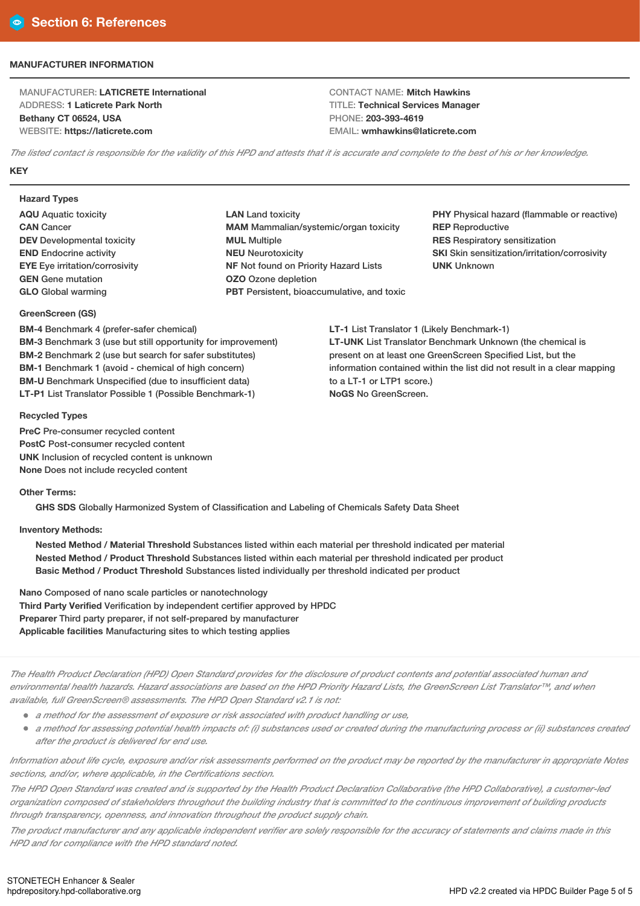## Section 6: References

### MANUFACTURER INFORMATION

MANUFACTURER: **LATICRETE International**
ADDRESS: **1 Laticrete Park North**
**Bethany CT 06524, USA**
WEBSITE: **https://laticrete.com**

CONTACT NAME: **Mitch Hawkins**
TITLE: **Technical Services Manager**
PHONE: **203-393-4619**
EMAIL: **wmhawkins@laticrete.com**

*The listed contact is responsible for the validity of this HPD and attests that it is accurate and complete to the best of his or her knowledge.*

### KEY

**Hazard Types**

**AQU** Aquatic toxicity
**CAN** Cancer
**DEV** Developmental toxicity
**END** Endocrine activity
**EYE** Eye irritation/corrosivity
**GEN** Gene mutation
**GLO** Global warming
**LAN** Land toxicity
**MAM** Mammalian/systemic/organ toxicity
**MUL** Multiple
**NEU** Neurotoxicity
**NF** Not found on Priority Hazard Lists
**OZO** Ozone depletion
**PBT** Persistent, bioaccumulative, and toxic
**PHY** Physical hazard (flammable or reactive)
**REP** Reproductive
**RES** Respiratory sensitization
**SKI** Skin sensitization/irritation/corrosivity
**UNK** Unknown

**GreenScreen (GS)**

**BM-4** Benchmark 4 (prefer-safer chemical)
**BM-3** Benchmark 3 (use but still opportunity for improvement)
**BM-2** Benchmark 2 (use but search for safer substitutes)
**BM-1** Benchmark 1 (avoid - chemical of high concern)
**BM-U** Benchmark Unspecified (due to insufficient data)
**LT-P1** List Translator Possible 1 (Possible Benchmark-1)
**LT-1** List Translator 1 (Likely Benchmark-1)
**LT-UNK** List Translator Benchmark Unknown (the chemical is present on at least one GreenScreen Specified List, but the information contained within the list did not result in a clear mapping to a LT-1 or LTP1 score.)
**NoGS** No GreenScreen.

**Recycled Types**

**PreC** Pre-consumer recycled content
**PostC** Post-consumer recycled content
**UNK** Inclusion of recycled content is unknown
**None** Does not include recycled content

**Other Terms:**

**GHS SDS** Globally Harmonized System of Classification and Labeling of Chemicals Safety Data Sheet

**Inventory Methods:**

**Nested Method / Material Threshold** Substances listed within each material per threshold indicated per material
**Nested Method / Product Threshold** Substances listed within each material per threshold indicated per product
**Basic Method / Product Threshold** Substances listed individually per threshold indicated per product

**Nano** Composed of nano scale particles or nanotechnology
**Third Party Verified** Verification by independent certifier approved by HPDC
**Preparer** Third party preparer, if not self-prepared by manufacturer
**Applicable facilities** Manufacturing sites to which testing applies

*The Health Product Declaration (HPD) Open Standard provides for the disclosure of product contents and potential associated human and environmental health hazards. Hazard associations are based on the HPD Priority Hazard Lists, the GreenScreen List Translator™, and when available, full GreenScreen® assessments. The HPD Open Standard v2.1 is not:*

- *a method for the assessment of exposure or risk associated with product handling or use,*
- *a method for assessing potential health impacts of: (i) substances used or created during the manufacturing process or (ii) substances created after the product is delivered for end use.*

*Information about life cycle, exposure and/or risk assessments performed on the product may be reported by the manufacturer in appropriate Notes sections, and/or, where applicable, in the Certifications section.*

*The HPD Open Standard was created and is supported by the Health Product Declaration Collaborative (the HPD Collaborative), a customer-led organization composed of stakeholders throughout the building industry that is committed to the continuous improvement of building products through transparency, openness, and innovation throughout the product supply chain.*

*The product manufacturer and any applicable independent verifier are solely responsible for the accuracy of statements and claims made in this HPD and for compliance with the HPD standard noted.*